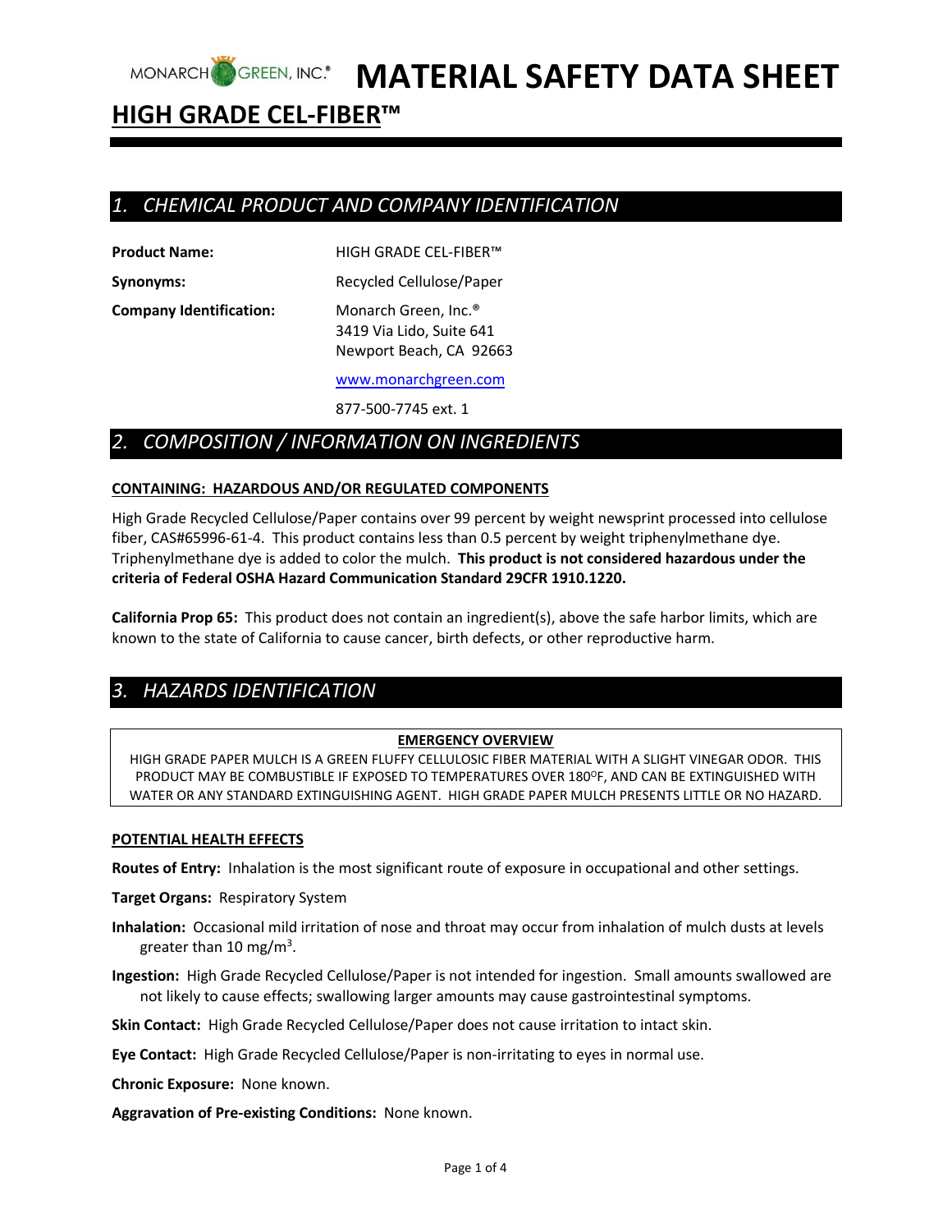MONARCH GREEN, INC.® **MATERIAL SAFETY DATA SHEET**

# HIGH GRADE CEL-FIBER™

## *1. CHEMICAL PRODUCT AND COMPANY IDENTIFICATION*

| | |
|---|---|
| **Product Name:** | HIGH GRADE CEL-FIBER™ |
| **Synonyms:** | Recycled Cellulose/Paper |
| **Company Identification:** | Monarch Green, Inc.® <br> 3419 Via Lido, Suite 641 <br> Newport Beach, CA 92663 |
| | www.monarchgreen.com |
| | 877-500-7745 ext. 1 |

## *2. COMPOSITION / INFORMATION ON INGREDIENTS*

**CONTAINING: HAZARDOUS AND/OR REGULATED COMPONENTS**

High Grade Recycled Cellulose/Paper contains over 99 percent by weight newsprint processed into cellulose fiber, CAS#65996-61-4. This product contains less than 0.5 percent by weight triphenylmethane dye. Triphenylmethane dye is added to color the mulch. **This product is not considered hazardous under the criteria of Federal OSHA Hazard Communication Standard 29CFR 1910.1220.**

**California Prop 65:** This product does not contain an ingredient(s), above the safe harbor limits, which are known to the state of California to cause cancer, birth defects, or other reproductive harm.

## *3. HAZARDS IDENTIFICATION*

**EMERGENCY OVERVIEW**

HIGH GRADE PAPER MULCH IS A GREEN FLUFFY CELLULOSIC FIBER MATERIAL WITH A SLIGHT VINEGAR ODOR. THIS PRODUCT MAY BE COMBUSTIBLE IF EXPOSED TO TEMPERATURES OVER 180°F, AND CAN BE EXTINGUISHED WITH WATER OR ANY STANDARD EXTINGUISHING AGENT. HIGH GRADE PAPER MULCH PRESENTS LITTLE OR NO HAZARD.

**POTENTIAL HEALTH EFFECTS**

**Routes of Entry:** Inhalation is the most significant route of exposure in occupational and other settings.

**Target Organs:** Respiratory System

**Inhalation:** Occasional mild irritation of nose and throat may occur from inhalation of mulch dusts at levels greater than 10 $mg/m^3$.

**Ingestion:** High Grade Recycled Cellulose/Paper is not intended for ingestion. Small amounts swallowed are not likely to cause effects; swallowing larger amounts may cause gastrointestinal symptoms.

**Skin Contact:** High Grade Recycled Cellulose/Paper does not cause irritation to intact skin.

**Eye Contact:** High Grade Recycled Cellulose/Paper is non-irritating to eyes in normal use.

**Chronic Exposure:** None known.

**Aggravation of Pre-existing Conditions:** None known.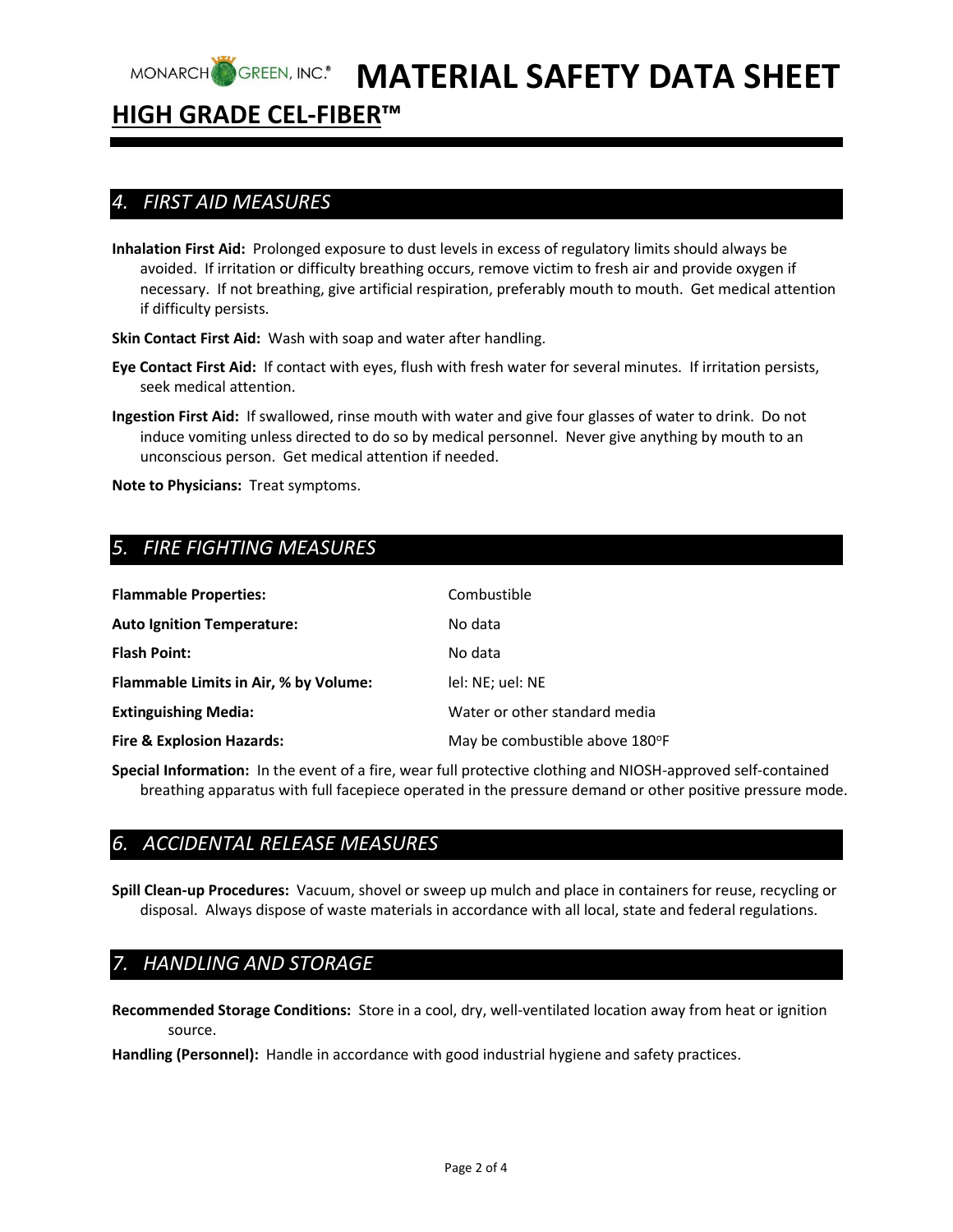# HIGH GRADE CEL-FIBER™

## 4. FIRST AID MEASURES

**Inhalation First Aid:** Prolonged exposure to dust levels in excess of regulatory limits should always be avoided. If irritation or difficulty breathing occurs, remove victim to fresh air and provide oxygen if necessary. If not breathing, give artificial respiration, preferably mouth to mouth. Get medical attention if difficulty persists.

**Skin Contact First Aid:** Wash with soap and water after handling.

**Eye Contact First Aid:** If contact with eyes, flush with fresh water for several minutes. If irritation persists, seek medical attention.

**Ingestion First Aid:** If swallowed, rinse mouth with water and give four glasses of water to drink. Do not induce vomiting unless directed to do so by medical personnel. Never give anything by mouth to an unconscious person. Get medical attention if needed.

**Note to Physicians:** Treat symptoms.

## 5. FIRE FIGHTING MEASURES

| | |
|---|---|
| **Flammable Properties:** | Combustible |
| **Auto Ignition Temperature:** | No data |
| **Flash Point:** | No data |
| **Flammable Limits in Air, % by Volume:** | lel: NE; uel: NE |
| **Extinguishing Media:** | Water or other standard media |
| **Fire & Explosion Hazards:** | May be combustible above 180°F |

**Special Information:** In the event of a fire, wear full protective clothing and NIOSH-approved self-contained breathing apparatus with full facepiece operated in the pressure demand or other positive pressure mode.

## 6. ACCIDENTAL RELEASE MEASURES

**Spill Clean-up Procedures:** Vacuum, shovel or sweep up mulch and place in containers for reuse, recycling or disposal. Always dispose of waste materials in accordance with all local, state and federal regulations.

## 7. HANDLING AND STORAGE

**Recommended Storage Conditions:** Store in a cool, dry, well-ventilated location away from heat or ignition source.

**Handling (Personnel):** Handle in accordance with good industrial hygiene and safety practices.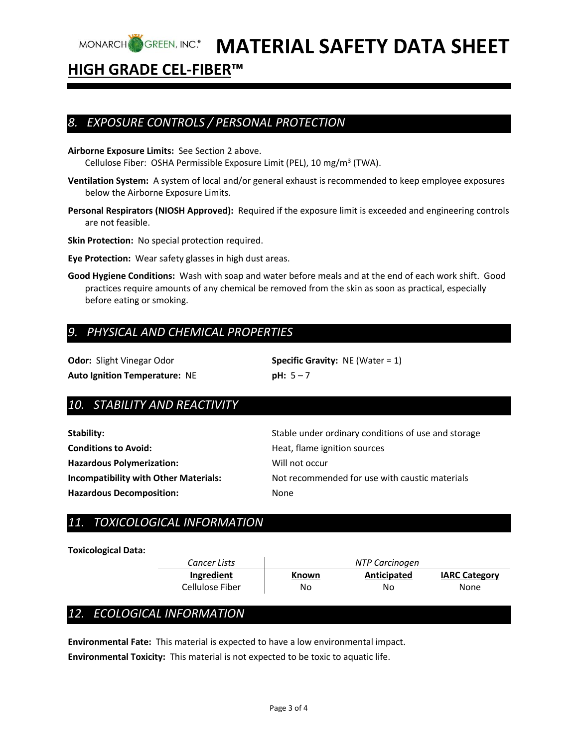# HIGH GRADE CEL-FIBER™

## 8. EXPOSURE CONTROLS / PERSONAL PROTECTION

**Airborne Exposure Limits:** See Section 2 above.
Cellulose Fiber: OSHA Permissible Exposure Limit (PEL), 10 mg/m$^3$ (TWA).

**Ventilation System:** A system of local and/or general exhaust is recommended to keep employee exposures below the Airborne Exposure Limits.

**Personal Respirators (NIOSH Approved):** Required if the exposure limit is exceeded and engineering controls are not feasible.

**Skin Protection:** No special protection required.

**Eye Protection:** Wear safety glasses in high dust areas.

**Good Hygiene Conditions:** Wash with soap and water before meals and at the end of each work shift. Good practices require amounts of any chemical be removed from the skin as soon as practical, especially before eating or smoking.

## 9. PHYSICAL AND CHEMICAL PROPERTIES

**Odor:** Slight Vinegar Odor

**Auto Ignition Temperature:** NE

**Specific Gravity:** NE (Water = 1)

**pH:** 5 – 7

## 10. STABILITY AND REACTIVITY

| | |
|---|---|
| **Stability:** | Stable under ordinary conditions of use and storage |
| **Conditions to Avoid:** | Heat, flame ignition sources |
| **Hazardous Polymerization:** | Will not occur |
| **Incompatibility with Other Materials:** | Not recommended for use with caustic materials |
| **Hazardous Decomposition:** | None |

## 11. TOXICOLOGICAL INFORMATION

**Toxicological Data:**

| *Cancer Lists* | *NTP Carcinogen* | | |
|---|---|---|---|
| **Ingredient** | **Known** | **Anticipated** | **IARC Category** |
| Cellulose Fiber | No | No | None |

## 12. ECOLOGICAL INFORMATION

**Environmental Fate:** This material is expected to have a low environmental impact.

**Environmental Toxicity:** This material is not expected to be toxic to aquatic life.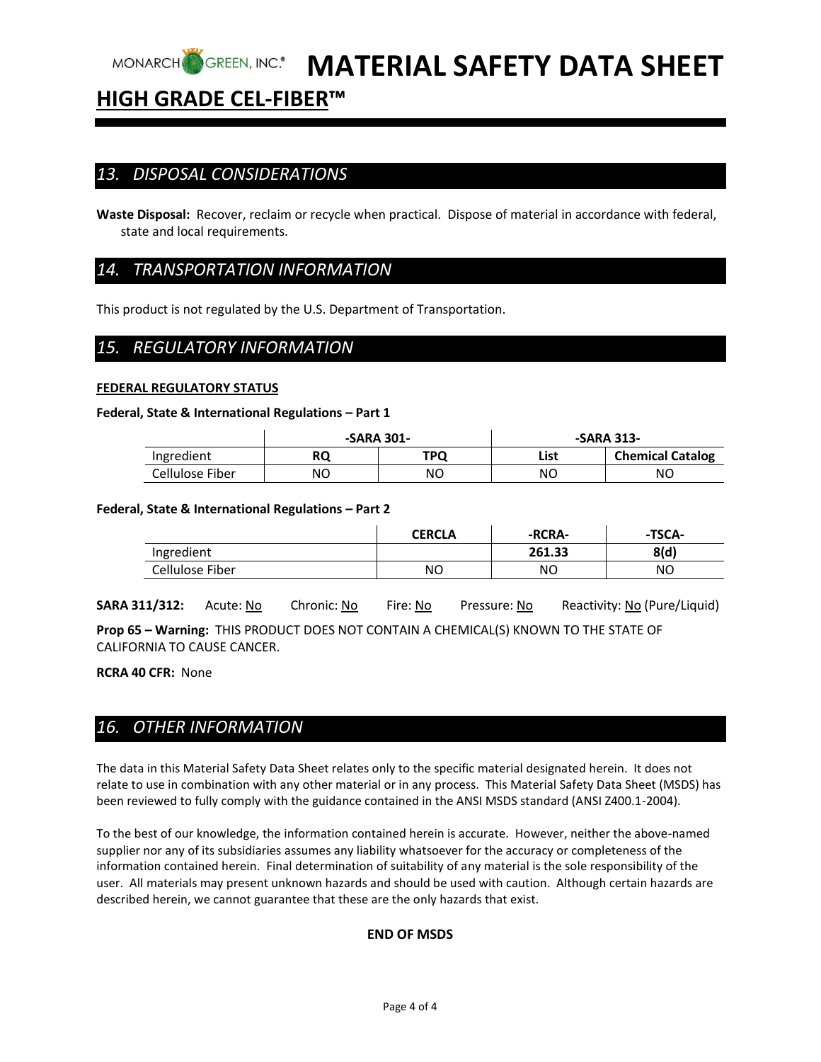# MATERIAL SAFETY DATA SHEET

## HIGH GRADE CEL-FIBER™

## 13. DISPOSAL CONSIDERATIONS

**Waste Disposal:** Recover, reclaim or recycle when practical. Dispose of material in accordance with federal, state and local requirements.

## 14. TRANSPORTATION INFORMATION

This product is not regulated by the U.S. Department of Transportation.

## 15. REGULATORY INFORMATION

**FEDERAL REGULATORY STATUS**

**Federal, State & International Regulations – Part 1**

| | -SARA 301- | | -SARA 313- | |
|---|---|---|---|---|
| Ingredient | **RQ** | **TPQ** | **List** | **Chemical Catalog** |
| Cellulose Fiber | NO | NO | NO | NO |

**Federal, State & International Regulations – Part 2**

| | CERCLA | -RCRA- | -TSCA- |
|---|---|---|---|
| Ingredient | | **261.33** | **8(d)** |
| Cellulose Fiber | NO | NO | NO |

**SARA 311/312:** Acute: No Chronic: No Fire: No Pressure: No Reactivity: No (Pure/Liquid)

**Prop 65 – Warning:** THIS PRODUCT DOES NOT CONTAIN A CHEMICAL(S) KNOWN TO THE STATE OF CALIFORNIA TO CAUSE CANCER.

**RCRA 40 CFR:** None

## 16. OTHER INFORMATION

The data in this Material Safety Data Sheet relates only to the specific material designated herein. It does not relate to use in combination with any other material or in any process. This Material Safety Data Sheet (MSDS) has been reviewed to fully comply with the guidance contained in the ANSI MSDS standard (ANSI Z400.1-2004).

To the best of our knowledge, the information contained herein is accurate. However, neither the above-named supplier nor any of its subsidiaries assumes any liability whatsoever for the accuracy or completeness of the information contained herein. Final determination of suitability of any material is the sole responsibility of the user. All materials may present unknown hazards and should be used with caution. Although certain hazards are described herein, we cannot guarantee that these are the only hazards that exist.

**END OF MSDS**